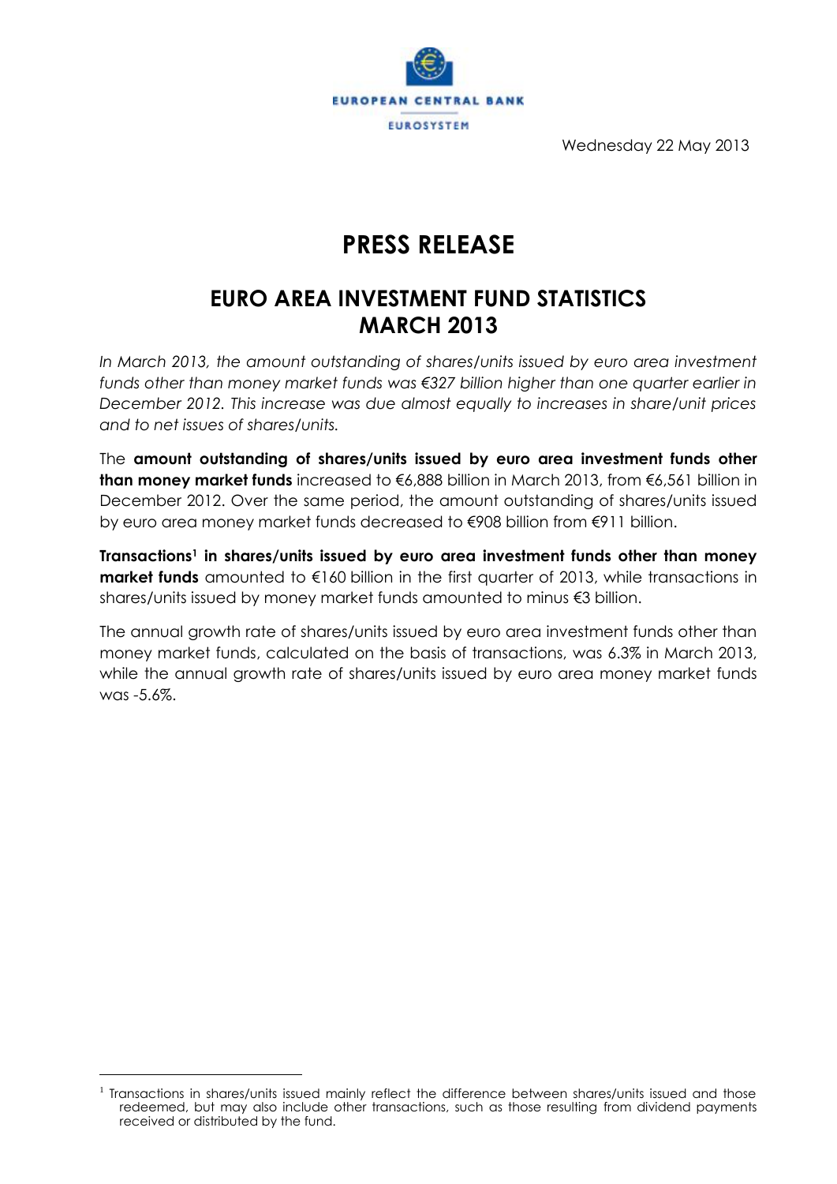EUROPEAN CENTRAL BANK

EUROSYSTEM

Wednesday 22 May 2013

# PRESS RELEASE

## EURO AREA INVESTMENT FUND STATISTICS MARCH 2013

*In March 2013, the amount outstanding of shares/units issued by euro area investment funds other than money market funds was €327 billion higher than one quarter earlier in December 2012. This increase was due almost equally to increases in share/unit prices and to net issues of shares/units.*

The **amount outstanding of shares/units issued by euro area investment funds other than money market funds** increased to €6,888 billion in March 2013, from €6,561 billion in December 2012. Over the same period, the amount outstanding of shares/units issued by euro area money market funds decreased to €908 billion from €911 billion.

**Transactions**[1] **in shares/units issued by euro area investment funds other than money market funds** amounted to €160 billion in the first quarter of 2013, while transactions in shares/units issued by money market funds amounted to minus €3 billion.

The annual growth rate of shares/units issued by euro area investment funds other than money market funds, calculated on the basis of transactions, was 6.3% in March 2013, while the annual growth rate of shares/units issued by euro area money market funds was -5.6%.

---

[1] Transactions in shares/units issued mainly reflect the difference between shares/units issued and those redeemed, but may also include other transactions, such as those resulting from dividend payments received or distributed by the fund.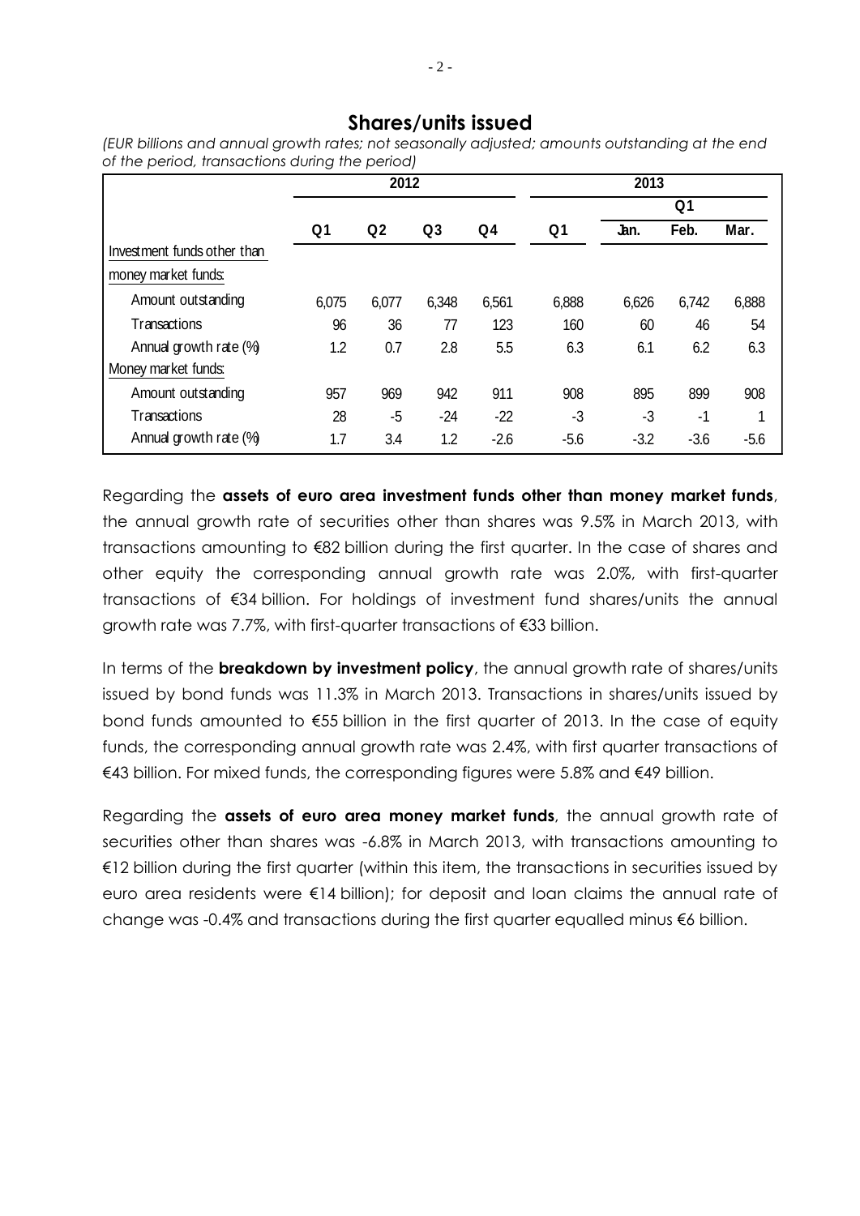## Shares/units issued

*(EUR billions and annual growth rates; not seasonally adjusted; amounts outstanding at the end of the period, transactions during the period)*

| | 2012 | | | | 2013 | | | |
|---|---|---|---|---|---|---|---|---|
| | | | | | | Q1 | | |
| | Q1 | Q2 | Q3 | Q4 | Q1 | Jan. | Feb. | Mar. |
| Investment funds other than money market funds: | | | | | | | | |
| Amount outstanding | 6,075 | 6,077 | 6,348 | 6,561 | 6,888 | 6,626 | 6,742 | 6,888 |
| Transactions | 96 | 36 | 77 | 123 | 160 | 60 | 46 | 54 |
| Annual growth rate (%) | 1.2 | 0.7 | 2.8 | 5.5 | 6.3 | 6.1 | 6.2 | 6.3 |
| Money market funds: | | | | | | | | |
| Amount outstanding | 957 | 969 | 942 | 911 | 908 | 895 | 899 | 908 |
| Transactions | 28 | -5 | -24 | -22 | -3 | -3 | -1 | 1 |
| Annual growth rate (%) | 1.7 | 3.4 | 1.2 | -2.6 | -5.6 | -3.2 | -3.6 | -5.6 |

Regarding the **assets of euro area investment funds other than money market funds**, the annual growth rate of securities other than shares was 9.5% in March 2013, with transactions amounting to €82 billion during the first quarter. In the case of shares and other equity the corresponding annual growth rate was 2.0%, with first-quarter transactions of €34 billion. For holdings of investment fund shares/units the annual growth rate was 7.7%, with first-quarter transactions of €33 billion.

In terms of the **breakdown by investment policy**, the annual growth rate of shares/units issued by bond funds was 11.3% in March 2013. Transactions in shares/units issued by bond funds amounted to €55 billion in the first quarter of 2013. In the case of equity funds, the corresponding annual growth rate was 2.4%, with first quarter transactions of €43 billion. For mixed funds, the corresponding figures were 5.8% and €49 billion.

Regarding the **assets of euro area money market funds**, the annual growth rate of securities other than shares was -6.8% in March 2013, with transactions amounting to €12 billion during the first quarter (within this item, the transactions in securities issued by euro area residents were €14 billion); for deposit and loan claims the annual rate of change was -0.4% and transactions during the first quarter equalled minus €6 billion.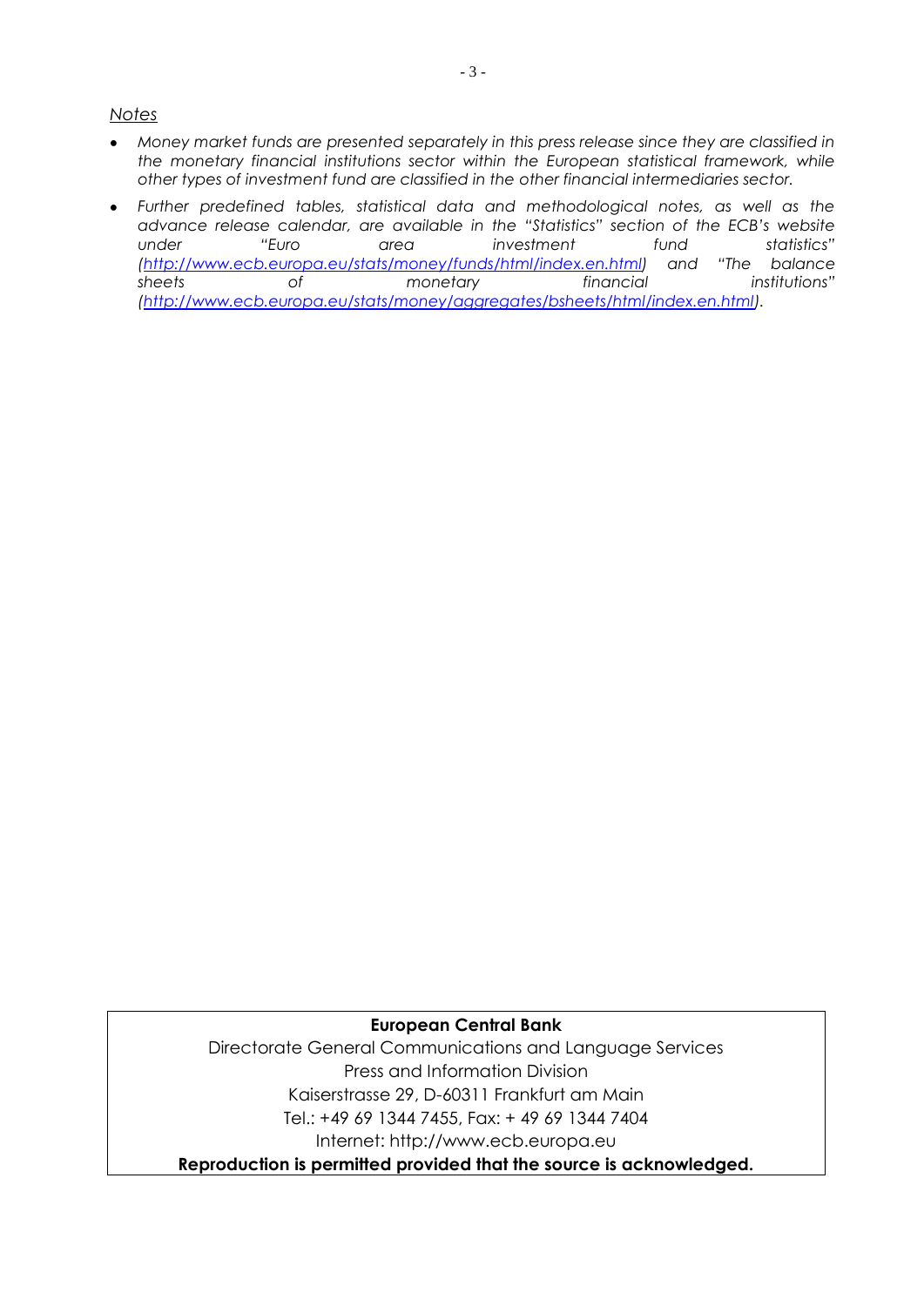*Notes*

- *Money market funds are presented separately in this press release since they are classified in the monetary financial institutions sector within the European statistical framework, while other types of investment fund are classified in the other financial intermediaries sector.*
- *Further predefined tables, statistical data and methodological notes, as well as the advance release calendar, are available in the "Statistics" section of the ECB's website under "Euro area investment fund statistics" ([http://www.ecb.europa.eu/stats/money/funds/html/index.en.html](http://www.ecb.europa.eu/stats/money/funds/html/index.en.html)) and "The balance sheets of monetary financial institutions" ([http://www.ecb.europa.eu/stats/money/aggregates/bsheets/html/index.en.html](http://www.ecb.europa.eu/stats/money/aggregates/bsheets/html/index.en.html)).*

**European Central Bank**

Directorate General Communications and Language Services

Press and Information Division

Kaiserstrasse 29, D-60311 Frankfurt am Main

Tel.: +49 69 1344 7455, Fax: + 49 69 1344 7404

Internet: http://www.ecb.europa.eu

**Reproduction is permitted provided that the source is acknowledged.**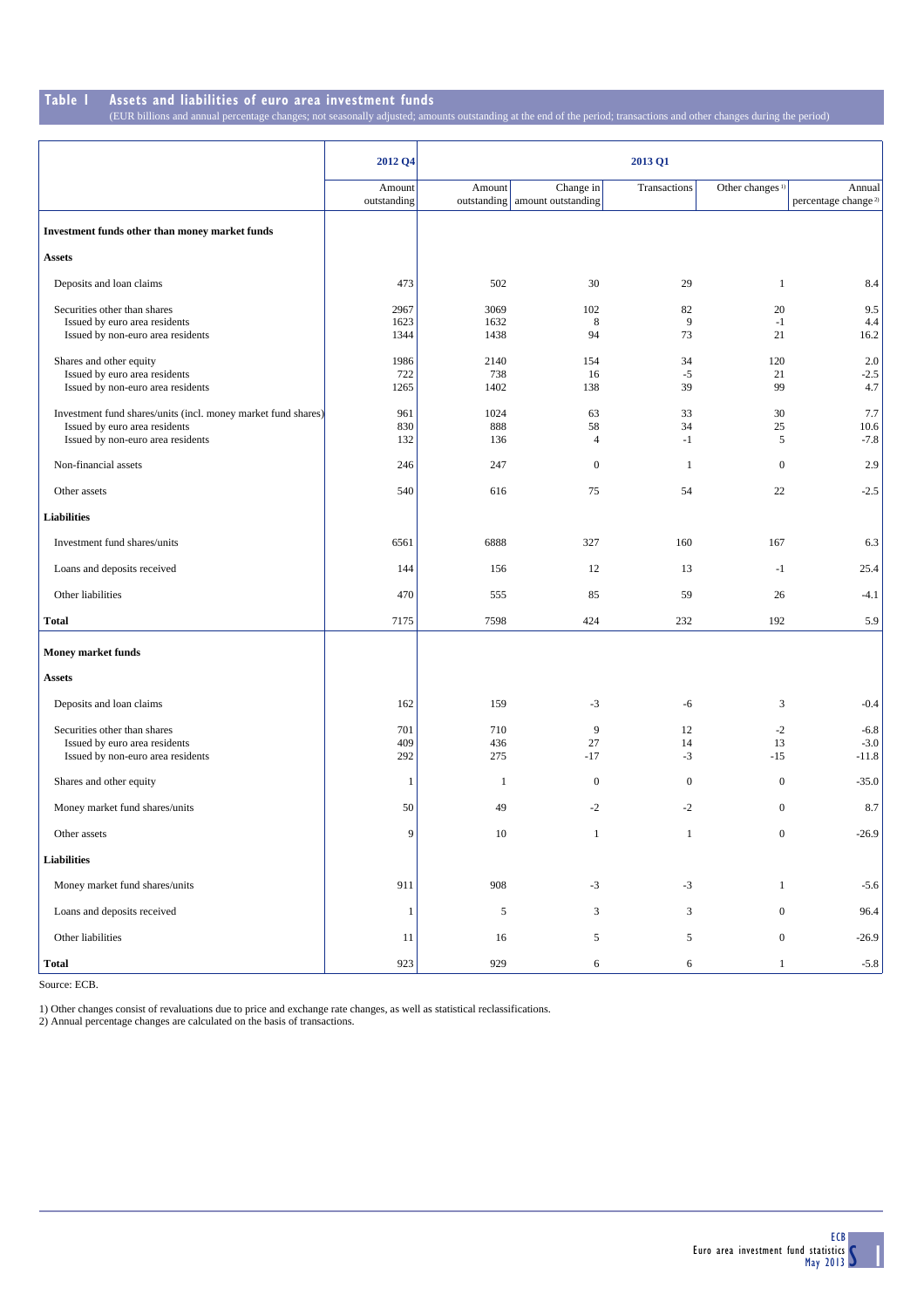## Table 1 Assets and liabilities of euro area investment funds

(EUR billions and annual percentage changes; not seasonally adjusted; amounts outstanding at the end of the period; transactions and other changes during the period)

| | 2012 Q4 | 2013 Q1 | | | | |
|---|---|---|---|---|---|---|
| | Amount outstanding | Amount outstanding | Change in amount outstanding | Transactions | Other changes [1] | Annual percentage change [2] |
| **Investment funds other than money market funds** | | | | | | |
| **Assets** | | | | | | |
| Deposits and loan claims | 473 | 502 | 30 | 29 | 1 | 8.4 |
| Securities other than shares | 2967 | 3069 | 102 | 82 | 20 | 9.5 |
| Issued by euro area residents | 1623 | 1632 | 8 | 9 | -1 | 4.4 |
| Issued by non-euro area residents | 1344 | 1438 | 94 | 73 | 21 | 16.2 |
| Shares and other equity | 1986 | 2140 | 154 | 34 | 120 | 2.0 |
| Issued by euro area residents | 722 | 738 | 16 | -5 | 21 | -2.5 |
| Issued by non-euro area residents | 1265 | 1402 | 138 | 39 | 99 | 4.7 |
| Investment fund shares/units (incl. money market fund shares) | 961 | 1024 | 63 | 33 | 30 | 7.7 |
| Issued by euro area residents | 830 | 888 | 58 | 34 | 25 | 10.6 |
| Issued by non-euro area residents | 132 | 136 | 4 | -1 | 5 | -7.8 |
| Non-financial assets | 246 | 247 | 0 | 1 | 0 | 2.9 |
| Other assets | 540 | 616 | 75 | 54 | 22 | -2.5 |
| **Liabilities** | | | | | | |
| Investment fund shares/units | 6561 | 6888 | 327 | 160 | 167 | 6.3 |
| Loans and deposits received | 144 | 156 | 12 | 13 | -1 | 25.4 |
| Other liabilities | 470 | 555 | 85 | 59 | 26 | -4.1 |
| **Total** | 7175 | 7598 | 424 | 232 | 192 | 5.9 |
| **Money market funds** | | | | | | |
| **Assets** | | | | | | |
| Deposits and loan claims | 162 | 159 | -3 | -6 | 3 | -0.4 |
| Securities other than shares | 701 | 710 | 9 | 12 | -2 | -6.8 |
| Issued by euro area residents | 409 | 436 | 27 | 14 | 13 | -3.0 |
| Issued by non-euro area residents | 292 | 275 | -17 | -3 | -15 | -11.8 |
| Shares and other equity | 1 | 1 | 0 | 0 | 0 | -35.0 |
| Money market fund shares/units | 50 | 49 | -2 | -2 | 0 | 8.7 |
| Other assets | 9 | 10 | 1 | 1 | 0 | -26.9 |
| **Liabilities** | | | | | | |
| Money market fund shares/units | 911 | 908 | -3 | -3 | 1 | -5.6 |
| Loans and deposits received | 1 | 5 | 3 | 3 | 0 | 96.4 |
| Other liabilities | 11 | 16 | 5 | 5 | 0 | -26.9 |
| **Total** | 923 | 929 | 6 | 6 | 1 | -5.8 |

Source: ECB.

1) Other changes consist of revaluations due to price and exchange rate changes, as well as statistical reclassifications.
2) Annual percentage changes are calculated on the basis of transactions.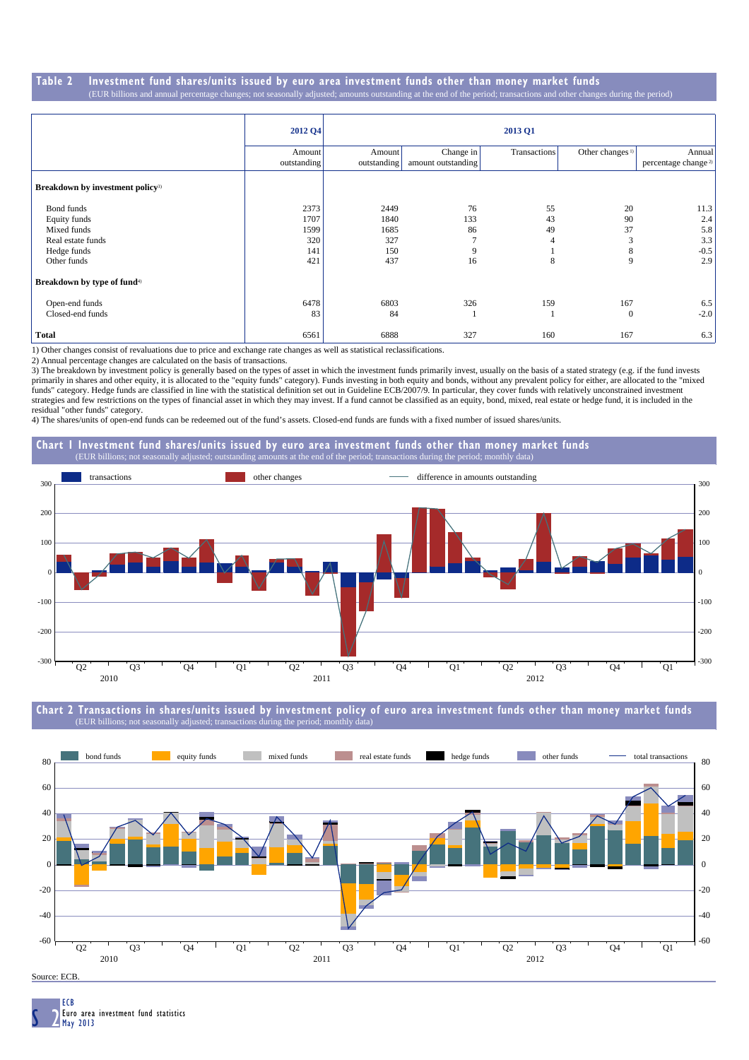## Table 2 Investment fund shares/units issued by euro area investment funds other than money market funds

(EUR billions and annual percentage changes; not seasonally adjusted; amounts outstanding at the end of the period; transactions and other changes during the period)

| | 2012 Q4 | 2013 Q1 | | | | |
|---|---|---|---|---|---|---|
| | Amount outstanding | Amount outstanding | Change in amount outstanding | Transactions | Other changes [1] | Annual percentage change [2] |
| **Breakdown by investment policy** [3] | | | | | | |
| Bond funds | 2373 | 2449 | 76 | 55 | 20 | 11.3 |
| Equity funds | 1707 | 1840 | 133 | 43 | 90 | 2.4 |
| Mixed funds | 1599 | 1685 | 86 | 49 | 37 | 5.8 |
| Real estate funds | 320 | 327 | 7 | 4 | 3 | 3.3 |
| Hedge funds | 141 | 150 | 9 | 1 | 8 | -0.5 |
| Other funds | 421 | 437 | 16 | 8 | 9 | 2.9 |
| **Breakdown by type of fund** [4] | | | | | | |
| Open-end funds | 6478 | 6803 | 326 | 159 | 167 | 6.5 |
| Closed-end funds | 83 | 84 | 1 | 1 | 0 | -2.0 |
| **Total** | 6561 | 6888 | 327 | 160 | 167 | 6.3 |

1) Other changes consist of revaluations due to price and exchange rate changes as well as statistical reclassifications.
2) Annual percentage changes are calculated on the basis of transactions.
3) The breakdown by investment policy is generally based on the types of asset in which the investment funds primarily invest, usually on the basis of a stated strategy (e.g. if the fund invests primarily in shares and other equity, it is allocated to the "equity funds" category). Funds investing in both equity and bonds, without any prevalent policy for either, are allocated to the "mixed funds" category. Hedge funds are classified in line with the statistical definition set out in Guideline ECB/2007/9. In particular, they cover funds with relatively unconstrained investment strategies and few restrictions on the types of financial asset in which they may invest. If a fund cannot be classified as an equity, bond, mixed, real estate or hedge fund, it is included in the residual "other funds" category.
4) The shares/units of open-end funds can be redeemed out of the fund's assets. Closed-end funds are funds with a fixed number of issued shares/units.

## Chart 1 Investment fund shares/units issued by euro area investment funds other than money market funds

(EUR billions; not seasonally adjusted; outstanding amounts at the end of the period; transactions during the period; monthly data)

transactions
other changes
difference in amounts outstanding

300
200
100
0
-100
-200
-300

Q2 Q3 Q4 Q1 Q2 Q3 Q4 Q1 Q2 Q3 Q4 Q1
2010 2011 2012

## Chart 2 Transactions in shares/units issued by investment policy of euro area investment funds other than money market funds

(EUR billions; not seasonally adjusted; transactions during the period; monthly data)

bond funds
equity funds
mixed funds
real estate funds
hedge funds
other funds
total transactions

80
60
40
20
0
-20
-40
-60

Q2 Q3 Q4 Q1 Q2 Q3 Q4 Q1 Q2 Q3 Q4 Q1
2010 2011 2012

Source: ECB.